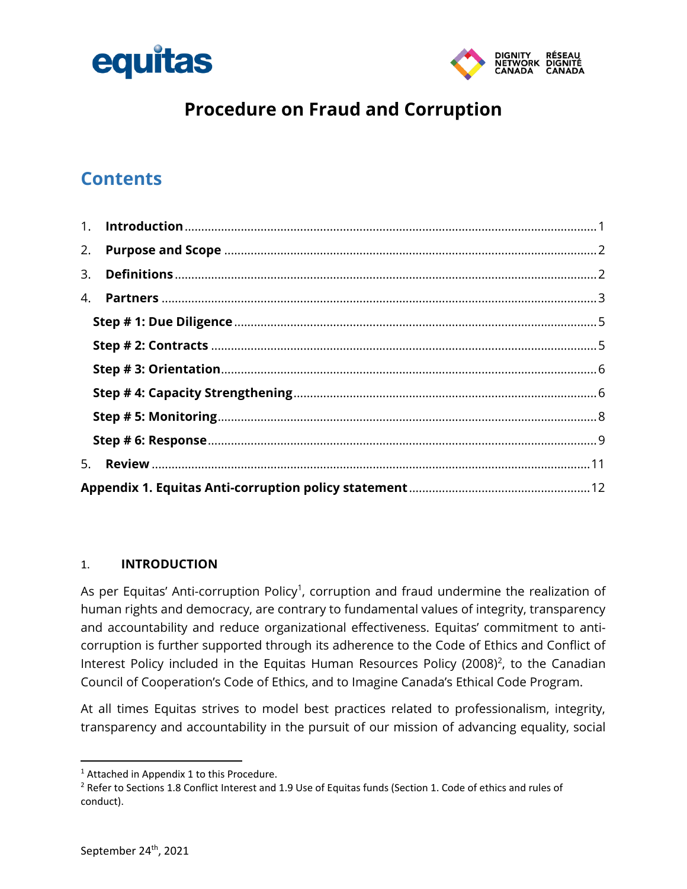# Procedure on Fraud and Corruption

## Contents

1. **Introduction** ........ 1
2. **Purpose and Scope** ........ 2
3. **Definitions** ........ 2
4. **Partners** ........ 3
   - **Step # 1: Due Diligence** ........ 5
   - **Step # 2: Contracts** ........ 5
   - **Step # 3: Orientation** ........ 6
   - **Step # 4: Capacity Strengthening** ........ 6
   - **Step # 5: Monitoring** ........ 8
   - **Step # 6: Response** ........ 9
5. **Review** ........ 11

**Appendix 1. Equitas Anti-corruption policy statement** ........ 12

## 1. INTRODUCTION

As per Equitas' Anti-corruption Policy[1], corruption and fraud undermine the realization of human rights and democracy, are contrary to fundamental values of integrity, transparency and accountability and reduce organizational effectiveness. Equitas' commitment to anti-corruption is further supported through its adherence to the Code of Ethics and Conflict of Interest Policy included in the Equitas Human Resources Policy (2008)[2], to the Canadian Council of Cooperation's Code of Ethics, and to Imagine Canada's Ethical Code Program.

At all times Equitas strives to model best practices related to professionalism, integrity, transparency and accountability in the pursuit of our mission of advancing equality, social

[1] Attached in Appendix 1 to this Procedure.

[2] Refer to Sections 1.8 Conflict Interest and 1.9 Use of Equitas funds (Section 1. Code of ethics and rules of conduct).

September 24th, 2021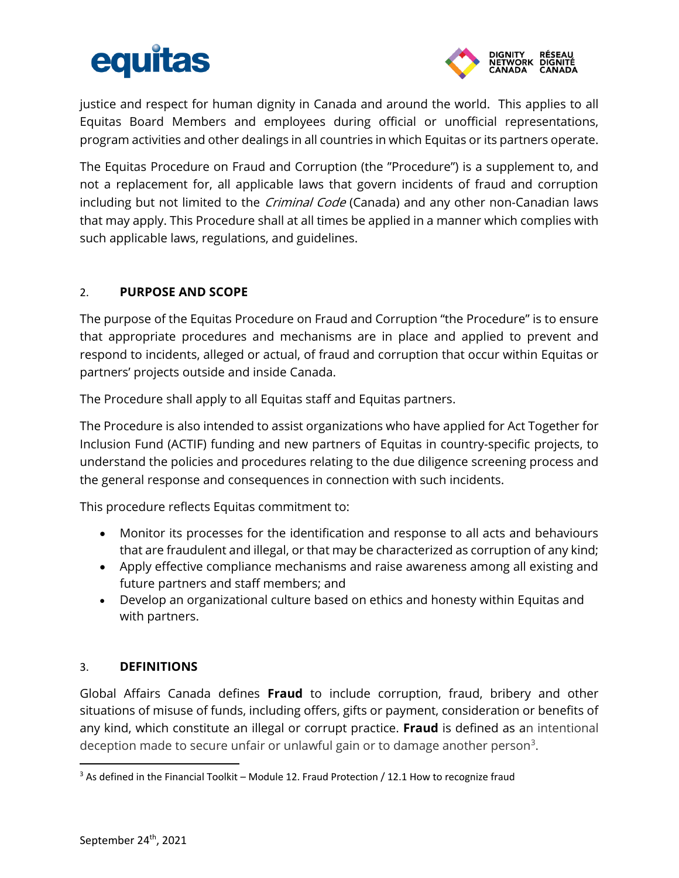justice and respect for human dignity in Canada and around the world. This applies to all Equitas Board Members and employees during official or unofficial representations, program activities and other dealings in all countries in which Equitas or its partners operate.

The Equitas Procedure on Fraud and Corruption (the "Procedure") is a supplement to, and not a replacement for, all applicable laws that govern incidents of fraud and corruption including but not limited to the *Criminal Code* (Canada) and any other non-Canadian laws that may apply. This Procedure shall at all times be applied in a manner which complies with such applicable laws, regulations, and guidelines.

## 2. PURPOSE AND SCOPE

The purpose of the Equitas Procedure on Fraud and Corruption "the Procedure" is to ensure that appropriate procedures and mechanisms are in place and applied to prevent and respond to incidents, alleged or actual, of fraud and corruption that occur within Equitas or partners' projects outside and inside Canada.

The Procedure shall apply to all Equitas staff and Equitas partners.

The Procedure is also intended to assist organizations who have applied for Act Together for Inclusion Fund (ACTIF) funding and new partners of Equitas in country-specific projects, to understand the policies and procedures relating to the due diligence screening process and the general response and consequences in connection with such incidents.

This procedure reflects Equitas commitment to:

- Monitor its processes for the identification and response to all acts and behaviours that are fraudulent and illegal, or that may be characterized as corruption of any kind;
- Apply effective compliance mechanisms and raise awareness among all existing and future partners and staff members; and
- Develop an organizational culture based on ethics and honesty within Equitas and with partners.

## 3. DEFINITIONS

Global Affairs Canada defines **Fraud** to include corruption, fraud, bribery and other situations of misuse of funds, including offers, gifts or payment, consideration or benefits of any kind, which constitute an illegal or corrupt practice. **Fraud** is defined as an intentional deception made to secure unfair or unlawful gain or to damage another person[3].

[3] As defined in the Financial Toolkit – Module 12. Fraud Protection / 12.1 How to recognize fraud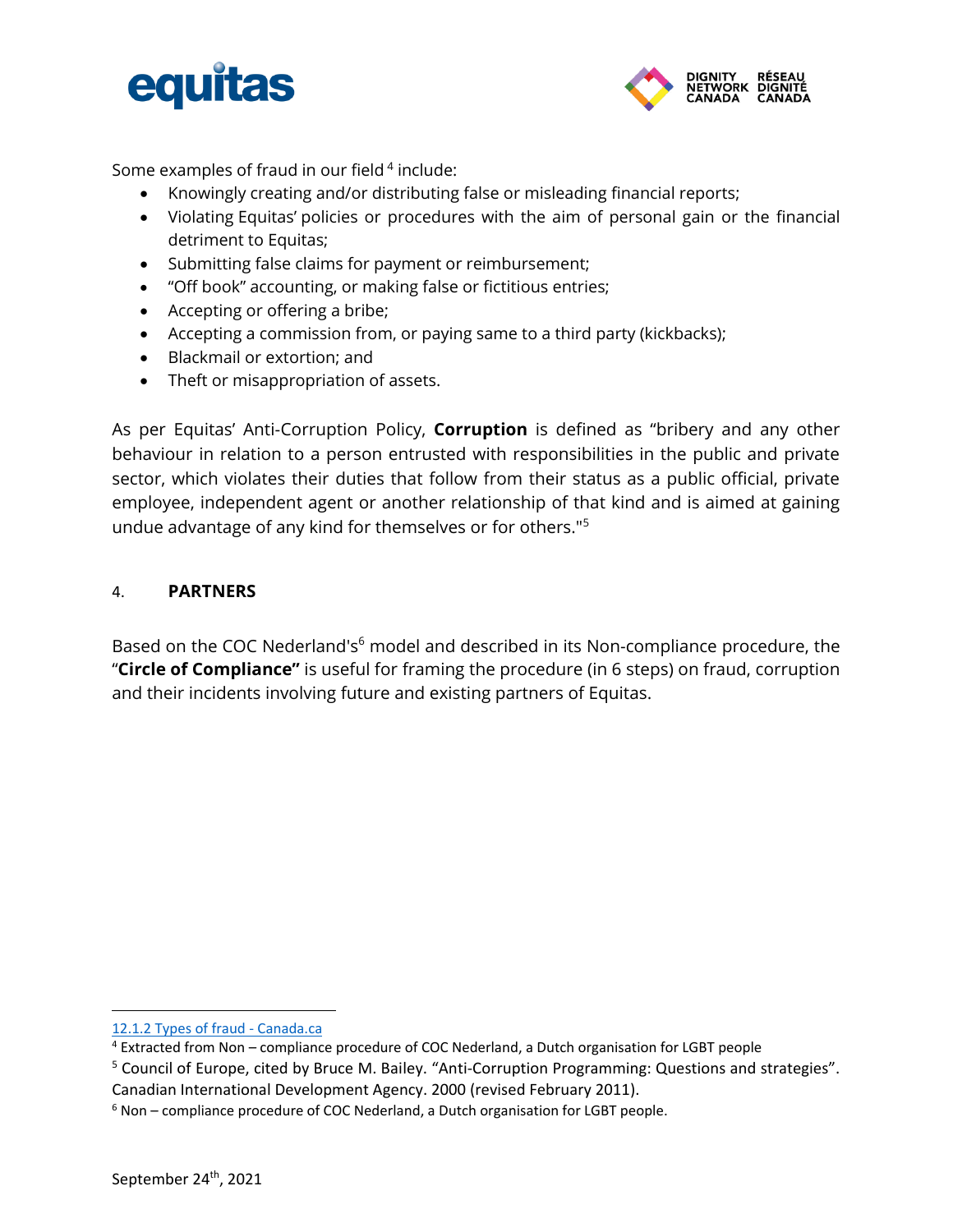Some examples of fraud in our field [4] include:

- Knowingly creating and/or distributing false or misleading financial reports;
- Violating Equitas' policies or procedures with the aim of personal gain or the financial detriment to Equitas;
- Submitting false claims for payment or reimbursement;
- "Off book" accounting, or making false or fictitious entries;
- Accepting or offering a bribe;
- Accepting a commission from, or paying same to a third party (kickbacks);
- Blackmail or extortion; and
- Theft or misappropriation of assets.

As per Equitas' Anti-Corruption Policy, **Corruption** is defined as "bribery and any other behaviour in relation to a person entrusted with responsibilities in the public and private sector, which violates their duties that follow from their status as a public official, private employee, independent agent or another relationship of that kind and is aimed at gaining undue advantage of any kind for themselves or for others."[5]

## 4. PARTNERS

Based on the COC Nederland's[6] model and described in its Non-compliance procedure, the "**Circle of Compliance"** is useful for framing the procedure (in 6 steps) on fraud, corruption and their incidents involving future and existing partners of Equitas.

---

[12.1.2 Types of fraud - Canada.ca](12.1.2 Types of fraud - Canada.ca)

[4] Extracted from Non – compliance procedure of COC Nederland, a Dutch organisation for LGBT people

[5] Council of Europe, cited by Bruce M. Bailey. "Anti-Corruption Programming: Questions and strategies". Canadian International Development Agency. 2000 (revised February 2011).

[6] Non – compliance procedure of COC Nederland, a Dutch organisation for LGBT people.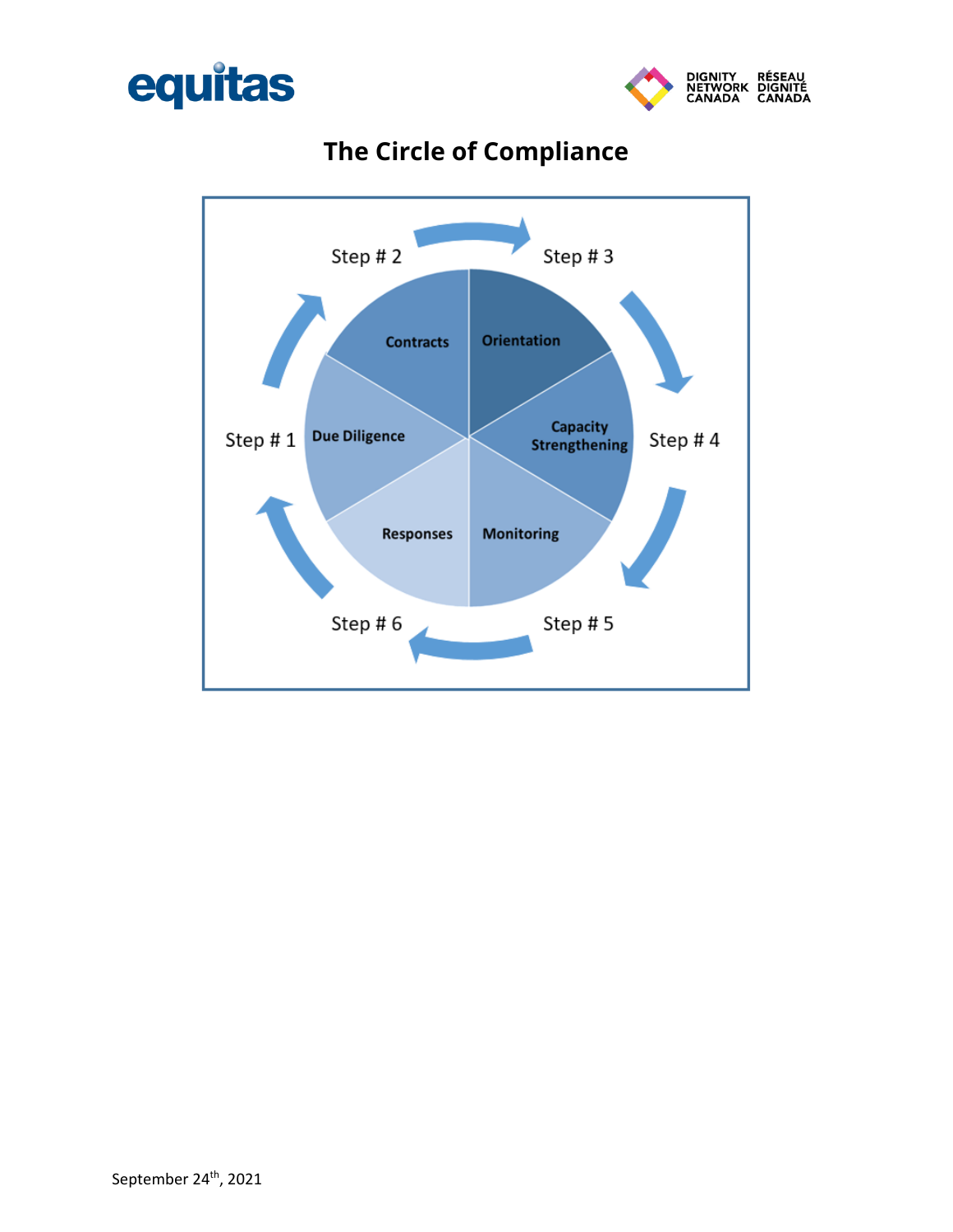# The Circle of Compliance

Step # 1 — Due Diligence

Step # 2 — Contracts

Step # 3 — Orientation

Step # 4 — Capacity Strengthening

Step # 5 — Monitoring

Step # 6 — Responses

September 24th, 2021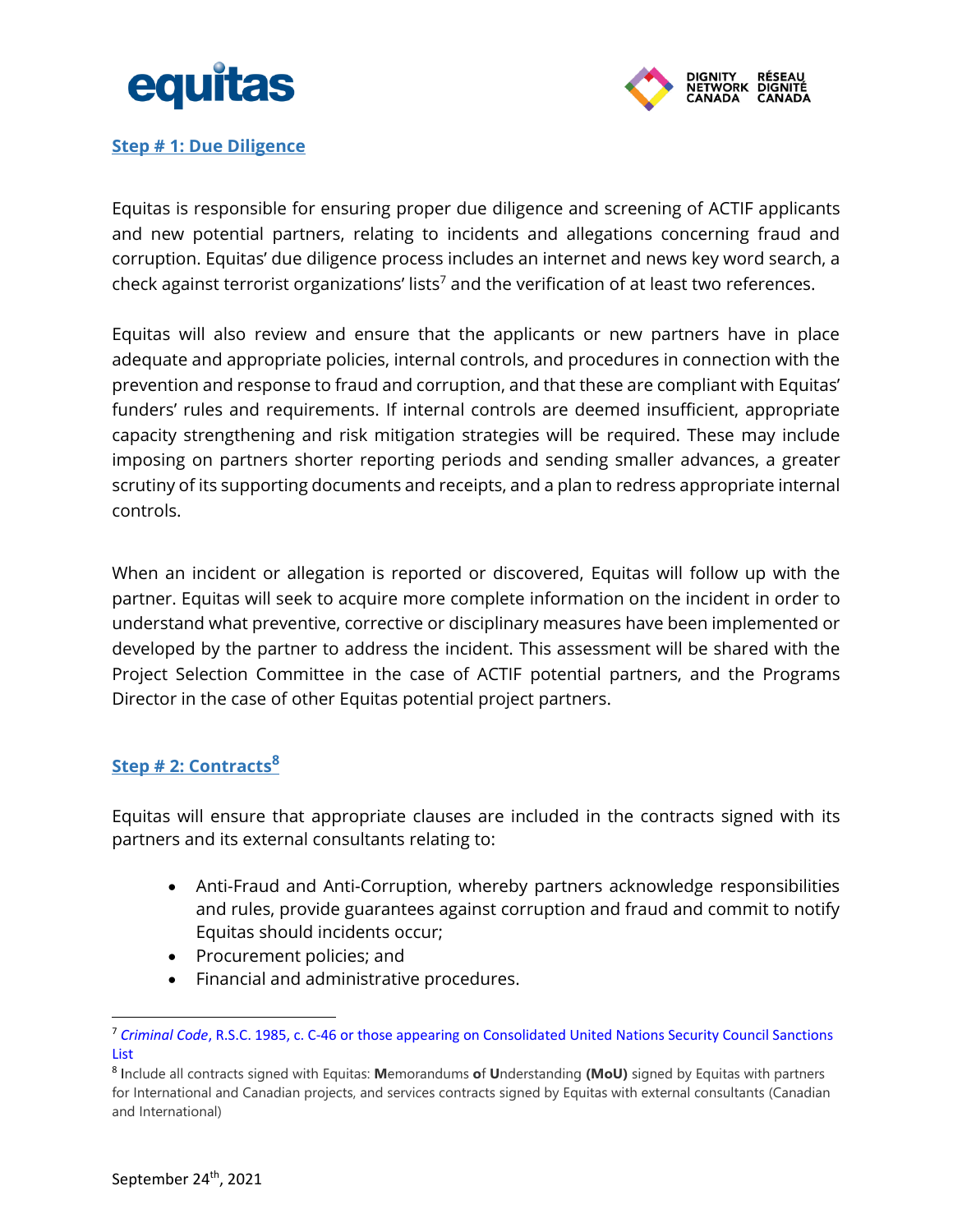## Step # 1: Due Diligence

Equitas is responsible for ensuring proper due diligence and screening of ACTIF applicants and new potential partners, relating to incidents and allegations concerning fraud and corruption. Equitas' due diligence process includes an internet and news key word search, a check against terrorist organizations' lists[7] and the verification of at least two references.

Equitas will also review and ensure that the applicants or new partners have in place adequate and appropriate policies, internal controls, and procedures in connection with the prevention and response to fraud and corruption, and that these are compliant with Equitas' funders' rules and requirements. If internal controls are deemed insufficient, appropriate capacity strengthening and risk mitigation strategies will be required. These may include imposing on partners shorter reporting periods and sending smaller advances, a greater scrutiny of its supporting documents and receipts, and a plan to redress appropriate internal controls.

When an incident or allegation is reported or discovered, Equitas will follow up with the partner. Equitas will seek to acquire more complete information on the incident in order to understand what preventive, corrective or disciplinary measures have been implemented or developed by the partner to address the incident. This assessment will be shared with the Project Selection Committee in the case of ACTIF potential partners, and the Programs Director in the case of other Equitas potential project partners.

## Step # 2: Contracts[8]

Equitas will ensure that appropriate clauses are included in the contracts signed with its partners and its external consultants relating to:

- Anti-Fraud and Anti-Corruption, whereby partners acknowledge responsibilities and rules, provide guarantees against corruption and fraud and commit to notify Equitas should incidents occur;
- Procurement policies; and
- Financial and administrative procedures.

---

[7] *Criminal Code*, R.S.C. 1985, c. C-46 or those appearing on Consolidated United Nations Security Council Sanctions List

[8] Include all contracts signed with Equitas: **M**emorandums **o**f **U**nderstanding **(MoU)** signed by Equitas with partners for International and Canadian projects, and services contracts signed by Equitas with external consultants (Canadian and International)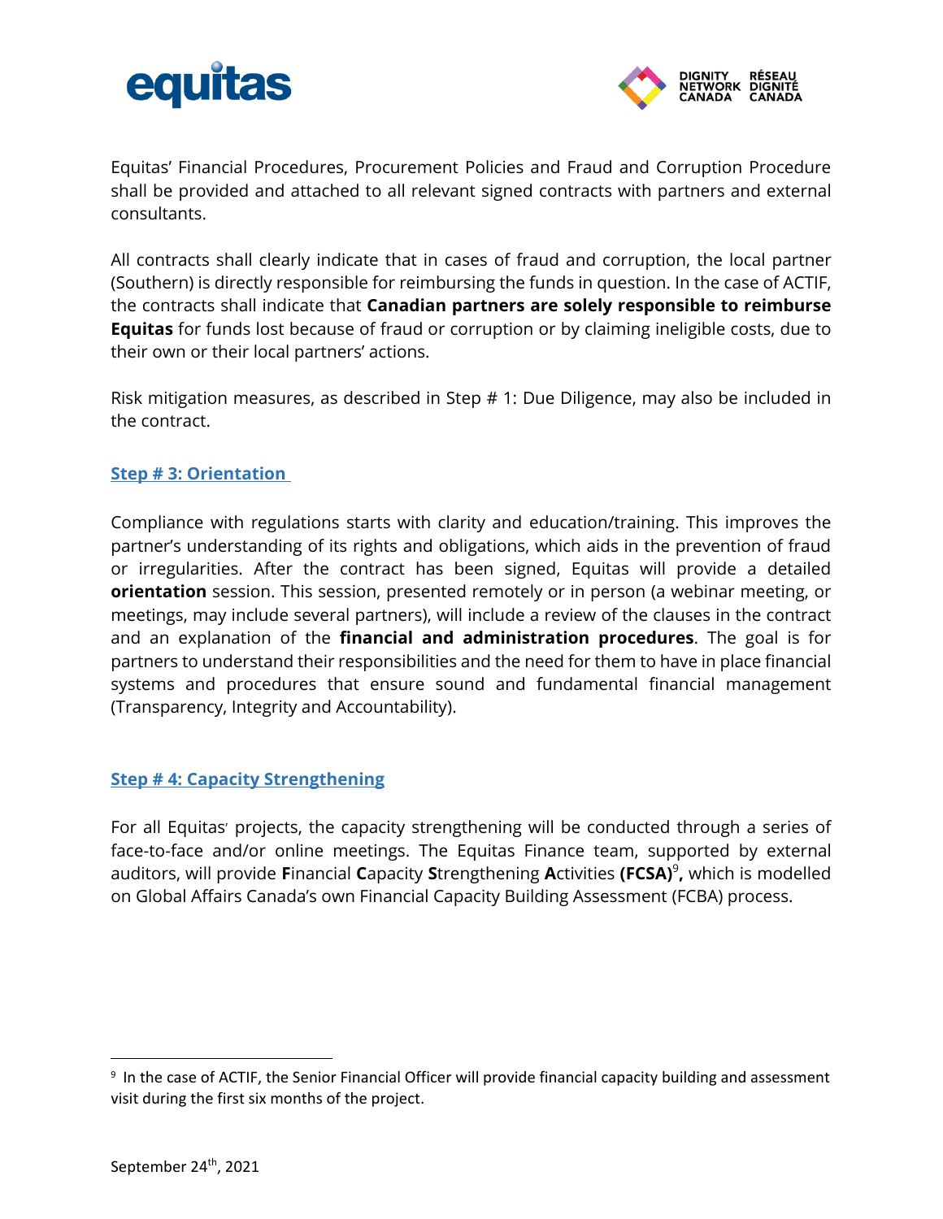Equitas' Financial Procedures, Procurement Policies and Fraud and Corruption Procedure shall be provided and attached to all relevant signed contracts with partners and external consultants.

All contracts shall clearly indicate that in cases of fraud and corruption, the local partner (Southern) is directly responsible for reimbursing the funds in question. In the case of ACTIF, the contracts shall indicate that **Canadian partners are solely responsible to reimburse Equitas** for funds lost because of fraud or corruption or by claiming ineligible costs, due to their own or their local partners' actions.

Risk mitigation measures, as described in Step # 1: Due Diligence, may also be included in the contract.

## Step # 3: Orientation

Compliance with regulations starts with clarity and education/training. This improves the partner's understanding of its rights and obligations, which aids in the prevention of fraud or irregularities. After the contract has been signed, Equitas will provide a detailed **orientation** session. This session, presented remotely or in person (a webinar meeting, or meetings, may include several partners), will include a review of the clauses in the contract and an explanation of the **financial and administration procedures**. The goal is for partners to understand their responsibilities and the need for them to have in place financial systems and procedures that ensure sound and fundamental financial management (Transparency, Integrity and Accountability).

## Step # 4: Capacity Strengthening

For all Equitas' projects, the capacity strengthening will be conducted through a series of face-to-face and/or online meetings. The Equitas Finance team, supported by external auditors, will provide **F**inancial **C**apacity **S**trengthening **A**ctivities **(FCSA)**[9]**,** which is modelled on Global Affairs Canada's own Financial Capacity Building Assessment (FCBA) process.

[9] In the case of ACTIF, the Senior Financial Officer will provide financial capacity building and assessment visit during the first six months of the project.

September 24th, 2021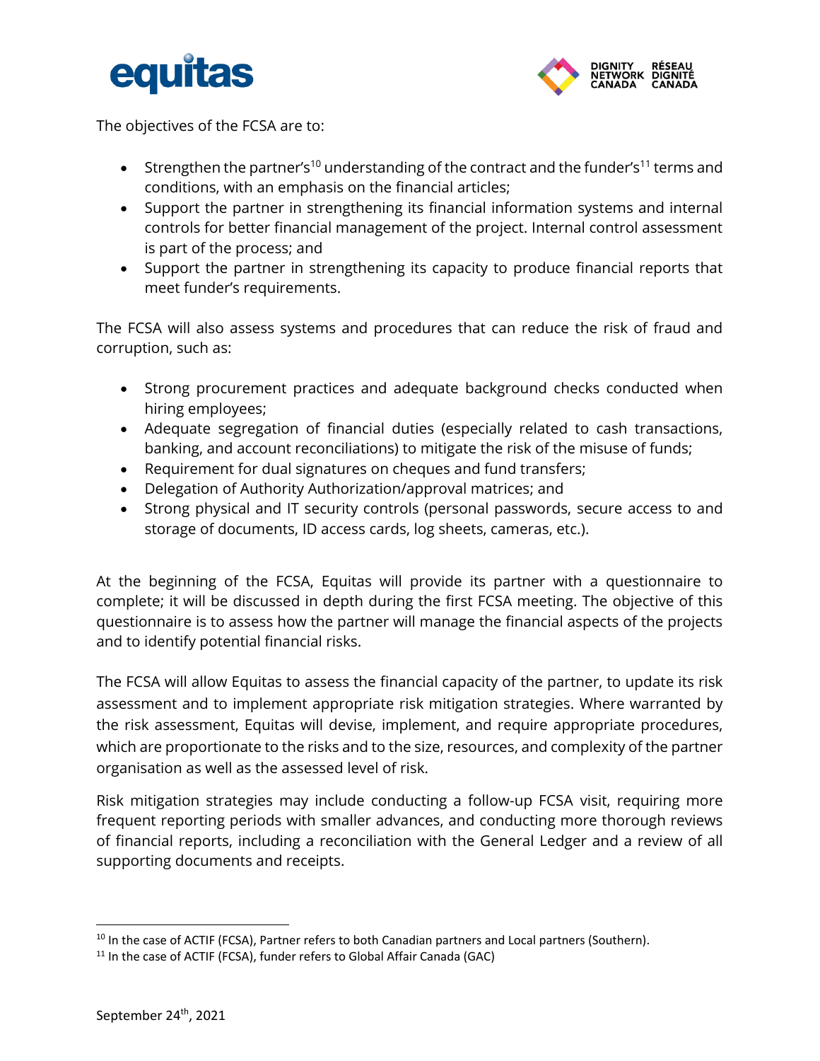The objectives of the FCSA are to:

- Strengthen the partner's[10] understanding of the contract and the funder's[11] terms and conditions, with an emphasis on the financial articles;
- Support the partner in strengthening its financial information systems and internal controls for better financial management of the project. Internal control assessment is part of the process; and
- Support the partner in strengthening its capacity to produce financial reports that meet funder's requirements.

The FCSA will also assess systems and procedures that can reduce the risk of fraud and corruption, such as:

- Strong procurement practices and adequate background checks conducted when hiring employees;
- Adequate segregation of financial duties (especially related to cash transactions, banking, and account reconciliations) to mitigate the risk of the misuse of funds;
- Requirement for dual signatures on cheques and fund transfers;
- Delegation of Authority Authorization/approval matrices; and
- Strong physical and IT security controls (personal passwords, secure access to and storage of documents, ID access cards, log sheets, cameras, etc.).

At the beginning of the FCSA, Equitas will provide its partner with a questionnaire to complete; it will be discussed in depth during the first FCSA meeting. The objective of this questionnaire is to assess how the partner will manage the financial aspects of the projects and to identify potential financial risks.

The FCSA will allow Equitas to assess the financial capacity of the partner, to update its risk assessment and to implement appropriate risk mitigation strategies. Where warranted by the risk assessment, Equitas will devise, implement, and require appropriate procedures, which are proportionate to the risks and to the size, resources, and complexity of the partner organisation as well as the assessed level of risk.

Risk mitigation strategies may include conducting a follow-up FCSA visit, requiring more frequent reporting periods with smaller advances, and conducting more thorough reviews of financial reports, including a reconciliation with the General Ledger and a review of all supporting documents and receipts.

---

[10] In the case of ACTIF (FCSA), Partner refers to both Canadian partners and Local partners (Southern).

[11] In the case of ACTIF (FCSA), funder refers to Global Affair Canada (GAC)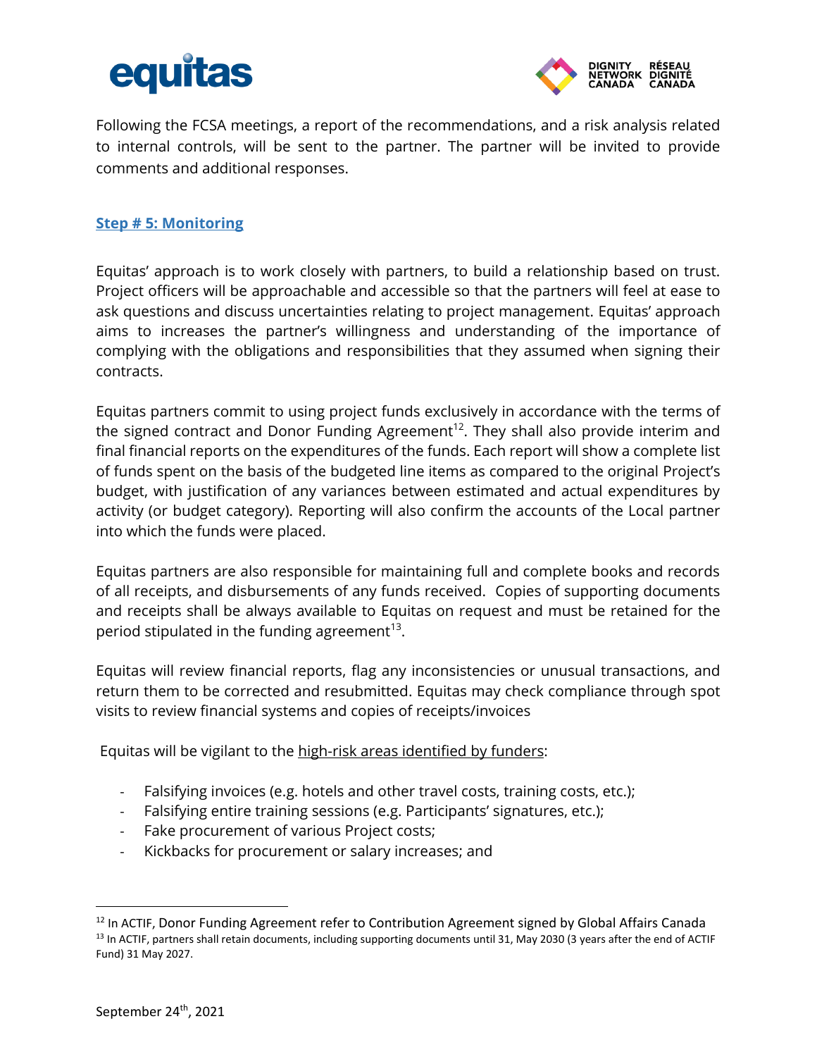Following the FCSA meetings, a report of the recommendations, and a risk analysis related to internal controls, will be sent to the partner. The partner will be invited to provide comments and additional responses.

## Step # 5: Monitoring

Equitas' approach is to work closely with partners, to build a relationship based on trust. Project officers will be approachable and accessible so that the partners will feel at ease to ask questions and discuss uncertainties relating to project management. Equitas' approach aims to increases the partner's willingness and understanding of the importance of complying with the obligations and responsibilities that they assumed when signing their contracts.

Equitas partners commit to using project funds exclusively in accordance with the terms of the signed contract and Donor Funding Agreement[12]. They shall also provide interim and final financial reports on the expenditures of the funds. Each report will show a complete list of funds spent on the basis of the budgeted line items as compared to the original Project's budget, with justification of any variances between estimated and actual expenditures by activity (or budget category). Reporting will also confirm the accounts of the Local partner into which the funds were placed.

Equitas partners are also responsible for maintaining full and complete books and records of all receipts, and disbursements of any funds received. Copies of supporting documents and receipts shall be always available to Equitas on request and must be retained for the period stipulated in the funding agreement[13].

Equitas will review financial reports, flag any inconsistencies or unusual transactions, and return them to be corrected and resubmitted. Equitas may check compliance through spot visits to review financial systems and copies of receipts/invoices

Equitas will be vigilant to the high-risk areas identified by funders:

- Falsifying invoices (e.g. hotels and other travel costs, training costs, etc.);
- Falsifying entire training sessions (e.g. Participants' signatures, etc.);
- Fake procurement of various Project costs;
- Kickbacks for procurement or salary increases; and

[12] In ACTIF, Donor Funding Agreement refer to Contribution Agreement signed by Global Affairs Canada

[13] In ACTIF, partners shall retain documents, including supporting documents until 31, May 2030 (3 years after the end of ACTIF Fund) 31 May 2027.

September 24th, 2021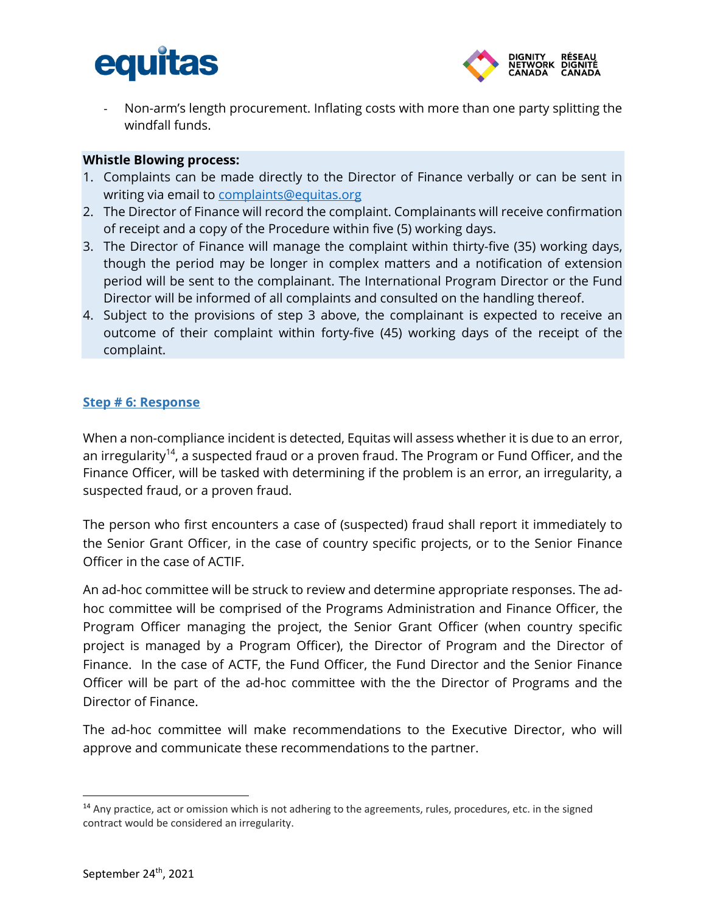- Non-arm's length procurement. Inflating costs with more than one party splitting the windfall funds.

**Whistle Blowing process:**

1. Complaints can be made directly to the Director of Finance verbally or can be sent in writing via email to complaints@equitas.org
2. The Director of Finance will record the complaint. Complainants will receive confirmation of receipt and a copy of the Procedure within five (5) working days.
3. The Director of Finance will manage the complaint within thirty-five (35) working days, though the period may be longer in complex matters and a notification of extension period will be sent to the complainant. The International Program Director or the Fund Director will be informed of all complaints and consulted on the handling thereof.
4. Subject to the provisions of step 3 above, the complainant is expected to receive an outcome of their complaint within forty-five (45) working days of the receipt of the complaint.

## Step # 6: Response

When a non-compliance incident is detected, Equitas will assess whether it is due to an error, an irregularity[14], a suspected fraud or a proven fraud. The Program or Fund Officer, and the Finance Officer, will be tasked with determining if the problem is an error, an irregularity, a suspected fraud, or a proven fraud.

The person who first encounters a case of (suspected) fraud shall report it immediately to the Senior Grant Officer, in the case of country specific projects, or to the Senior Finance Officer in the case of ACTIF.

An ad-hoc committee will be struck to review and determine appropriate responses. The ad-hoc committee will be comprised of the Programs Administration and Finance Officer, the Program Officer managing the project, the Senior Grant Officer (when country specific project is managed by a Program Officer), the Director of Program and the Director of Finance. In the case of ACTF, the Fund Officer, the Fund Director and the Senior Finance Officer will be part of the ad-hoc committee with the the Director of Programs and the Director of Finance.

The ad-hoc committee will make recommendations to the Executive Director, who will approve and communicate these recommendations to the partner.

[14] Any practice, act or omission which is not adhering to the agreements, rules, procedures, etc. in the signed contract would be considered an irregularity.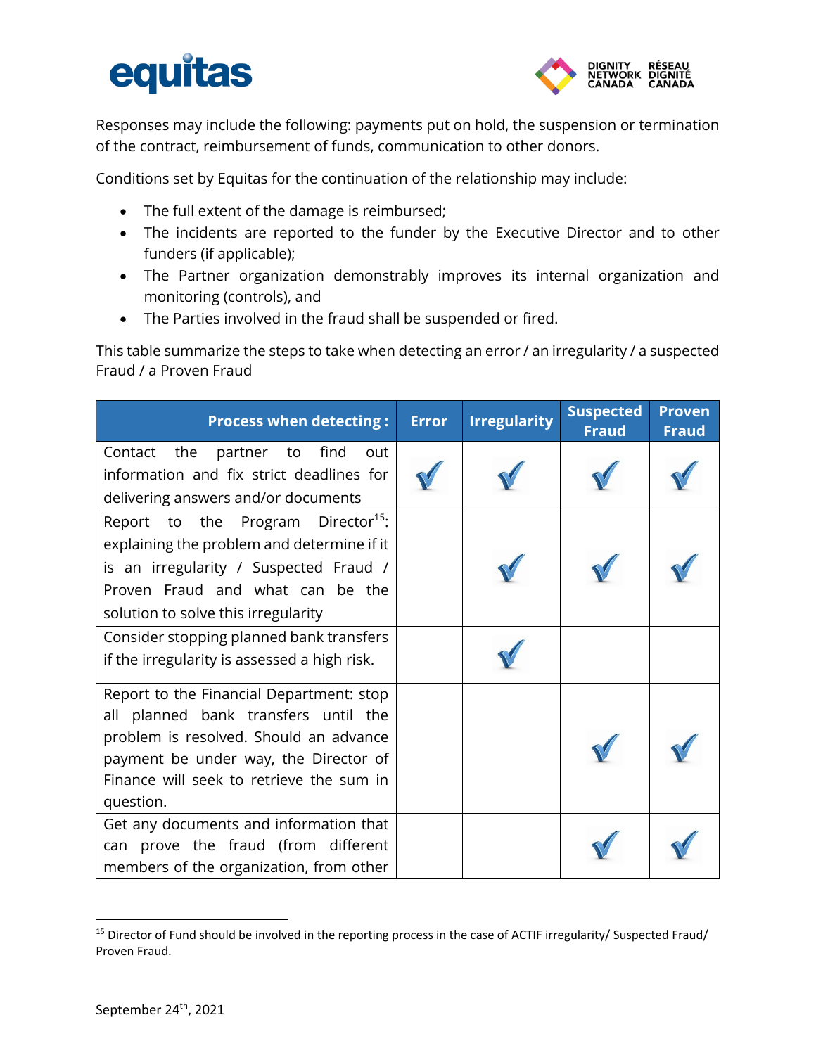Responses may include the following: payments put on hold, the suspension or termination of the contract, reimbursement of funds, communication to other donors.

Conditions set by Equitas for the continuation of the relationship may include:

- The full extent of the damage is reimbursed;
- The incidents are reported to the funder by the Executive Director and to other funders (if applicable);
- The Partner organization demonstrably improves its internal organization and monitoring (controls), and
- The Parties involved in the fraud shall be suspended or fired.

This table summarize the steps to take when detecting an error / an irregularity / a suspected Fraud / a Proven Fraud

| Process when detecting : | Error | Irregularity | Suspected Fraud | Proven Fraud |
|---|---|---|---|---|
| Contact the partner to find out information and fix strict deadlines for delivering answers and/or documents | ✓ | ✓ | ✓ | ✓ |
| Report to the Program Director[15]: explaining the problem and determine if it is an irregularity / Suspected Fraud / Proven Fraud and what can be the solution to solve this irregularity | | ✓ | ✓ | ✓ |
| Consider stopping planned bank transfers if the irregularity is assessed a high risk. | | ✓ | | |
| Report to the Financial Department: stop all planned bank transfers until the problem is resolved. Should an advance payment be under way, the Director of Finance will seek to retrieve the sum in question. | | | ✓ | ✓ |
| Get any documents and information that can prove the fraud (from different members of the organization, from other | | | ✓ | ✓ |

[15] Director of Fund should be involved in the reporting process in the case of ACTIF irregularity/ Suspected Fraud/ Proven Fraud.

September 24th, 2021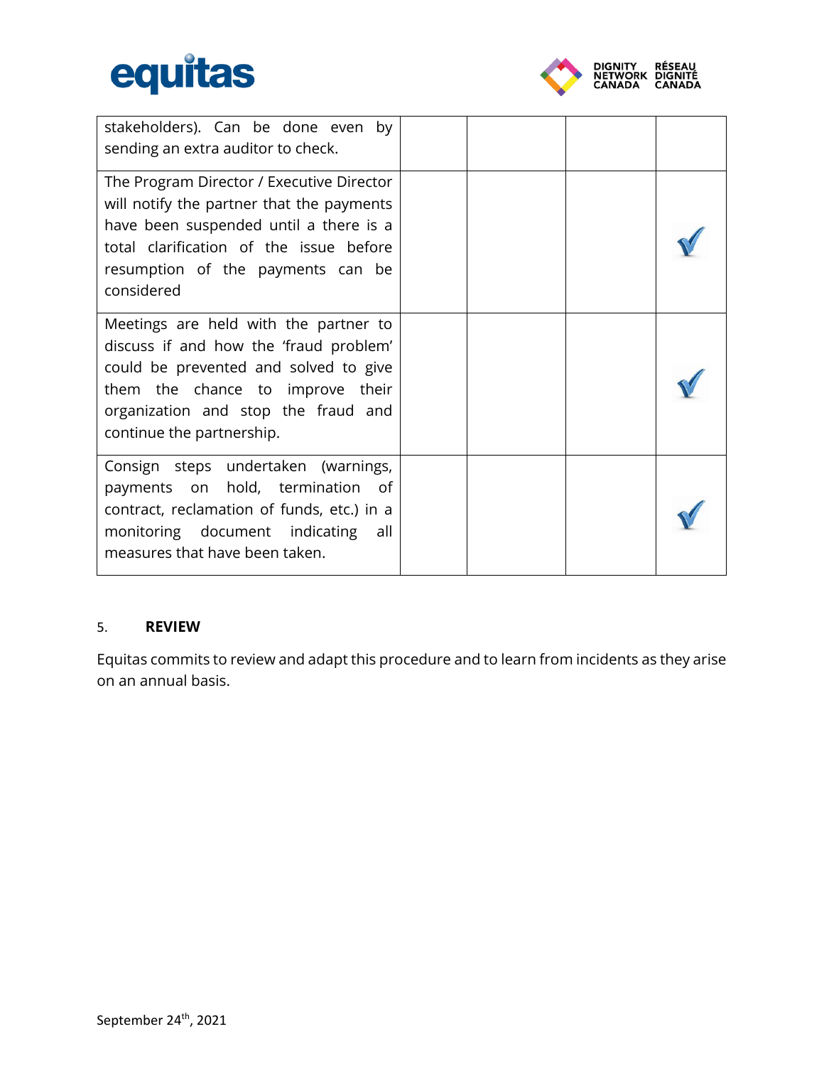| | | | | |
|---|---|---|---|---|
| stakeholders). Can be done even by sending an extra auditor to check. | | | | |
| The Program Director / Executive Director will notify the partner that the payments have been suspended until a there is a total clarification of the issue before resumption of the payments can be considered | | | | ✓ |
| Meetings are held with the partner to discuss if and how the 'fraud problem' could be prevented and solved to give them the chance to improve their organization and stop the fraud and continue the partnership. | | | | ✓ |
| Consign steps undertaken (warnings, payments on hold, termination of contract, reclamation of funds, etc.) in a monitoring document indicating all measures that have been taken. | | | | ✓ |

## 5. REVIEW

Equitas commits to review and adapt this procedure and to learn from incidents as they arise on an annual basis.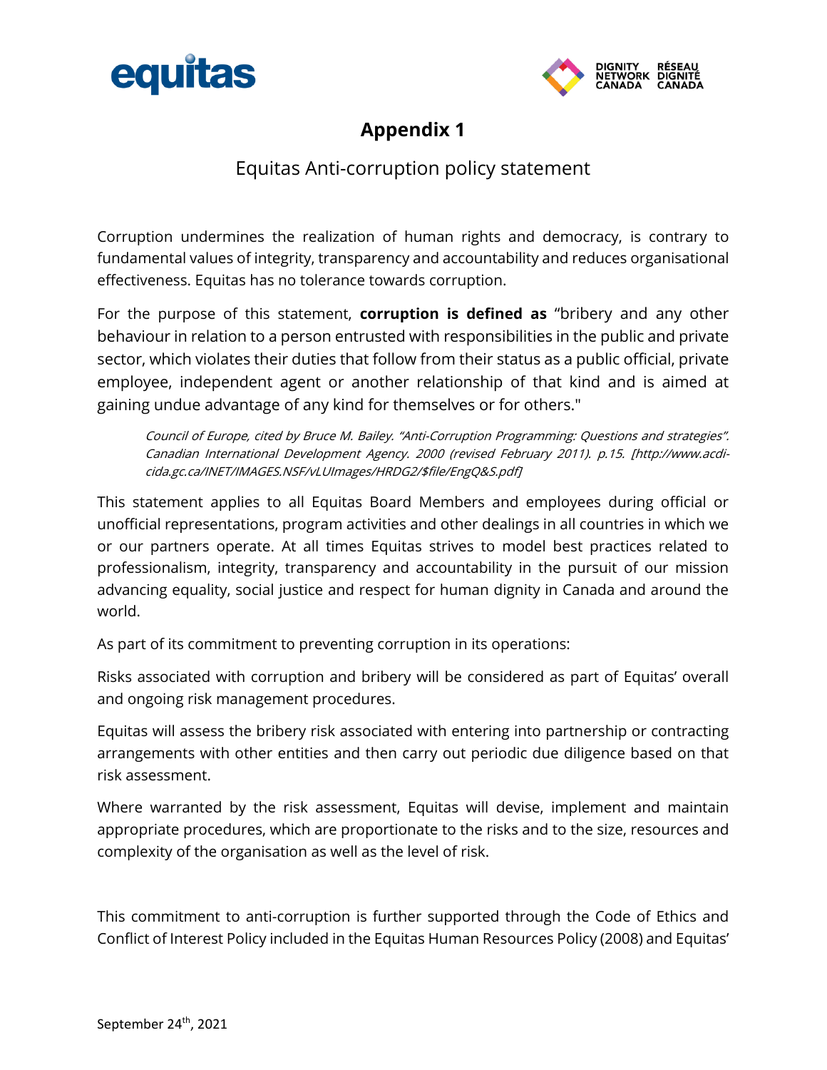# Appendix 1

## Equitas Anti-corruption policy statement

Corruption undermines the realization of human rights and democracy, is contrary to fundamental values of integrity, transparency and accountability and reduces organisational effectiveness. Equitas has no tolerance towards corruption.

For the purpose of this statement, **corruption is defined as** "bribery and any other behaviour in relation to a person entrusted with responsibilities in the public and private sector, which violates their duties that follow from their status as a public official, private employee, independent agent or another relationship of that kind and is aimed at gaining undue advantage of any kind for themselves or for others."

> *Council of Europe, cited by Bruce M. Bailey. "Anti-Corruption Programming: Questions and strategies". Canadian International Development Agency. 2000 (revised February 2011). p.15. [http://www.acdi-cida.gc.ca/INET/IMAGES.NSF/vLUImages/HRDG2/$file/EngQ&S.pdf]*

This statement applies to all Equitas Board Members and employees during official or unofficial representations, program activities and other dealings in all countries in which we or our partners operate. At all times Equitas strives to model best practices related to professionalism, integrity, transparency and accountability in the pursuit of our mission advancing equality, social justice and respect for human dignity in Canada and around the world.

As part of its commitment to preventing corruption in its operations:

Risks associated with corruption and bribery will be considered as part of Equitas' overall and ongoing risk management procedures.

Equitas will assess the bribery risk associated with entering into partnership or contracting arrangements with other entities and then carry out periodic due diligence based on that risk assessment.

Where warranted by the risk assessment, Equitas will devise, implement and maintain appropriate procedures, which are proportionate to the risks and to the size, resources and complexity of the organisation as well as the level of risk.

This commitment to anti-corruption is further supported through the Code of Ethics and Conflict of Interest Policy included in the Equitas Human Resources Policy (2008) and Equitas'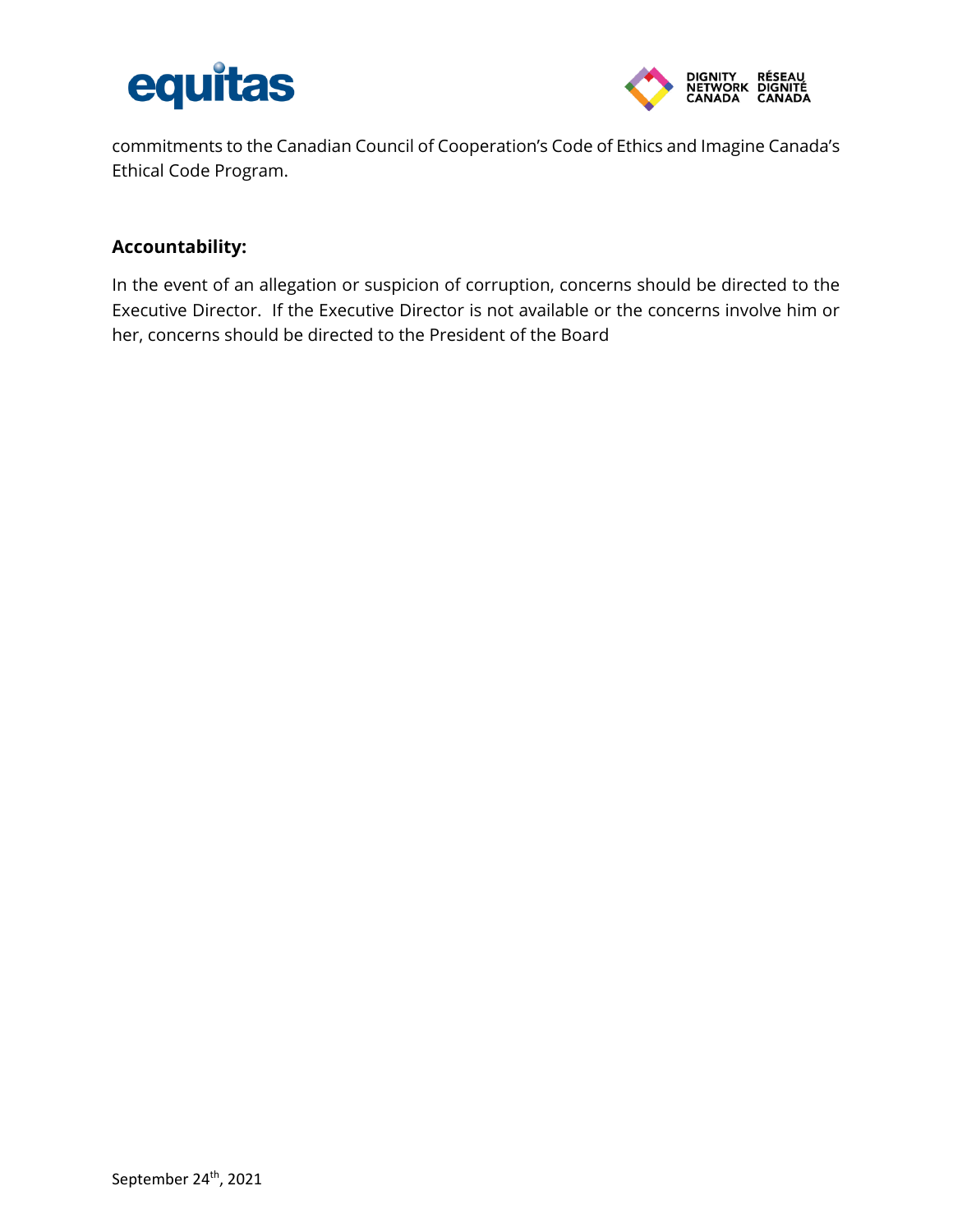commitments to the Canadian Council of Cooperation's Code of Ethics and Imagine Canada's Ethical Code Program.

### Accountability:

In the event of an allegation or suspicion of corruption, concerns should be directed to the Executive Director. If the Executive Director is not available or the concerns involve him or her, concerns should be directed to the President of the Board

September 24th, 2021